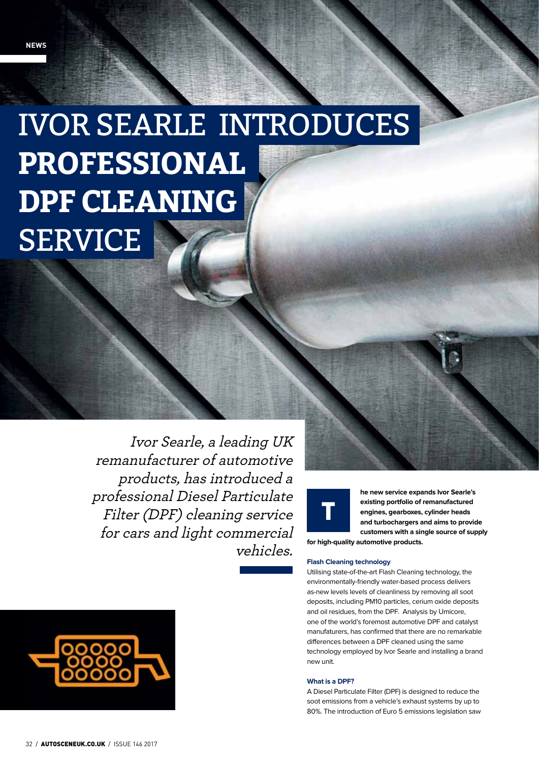# IVOR SEARLE INTRODUCES **PROFESSIONAL DPF CLEANING** SERVICE

*Ivor Searle, a leading UK remanufacturer of automotive products, has introduced a professional Diesel Particulate Filter (DPF) cleaning service for cars and light commercial vehicles.*

**The new service expands Ivor Searle's existing portfolio of remanufactured engines, gearboxes, cylinder heads and turbochargers and aims to provide customers with a single source of supply for high-quality automotive products.**

### Flash Cleaning technology

Utilising state-of-the-art Flash Cleaning technology, the environmentally-friendly water-based process delivers as-new levels levels of cleanliness by removing all soot deposits, including PM10 particles, cerium oxide deposits and oil residues, from the DPF. Analysis by Umicore, one of the world's foremost automotive DPF and catalyst manufaturers, has confirmed that there are no remarkable differences between a DPF cleaned using the same technology employed by Ivor Searle and installing a brand new unit.

### What is a DPF?

A Diesel Particulate Filter (DPF) is designed to reduce the soot emissions from a vehicle's exhaust systems by up to 80%. The introduction of Euro 5 emissions legislation saw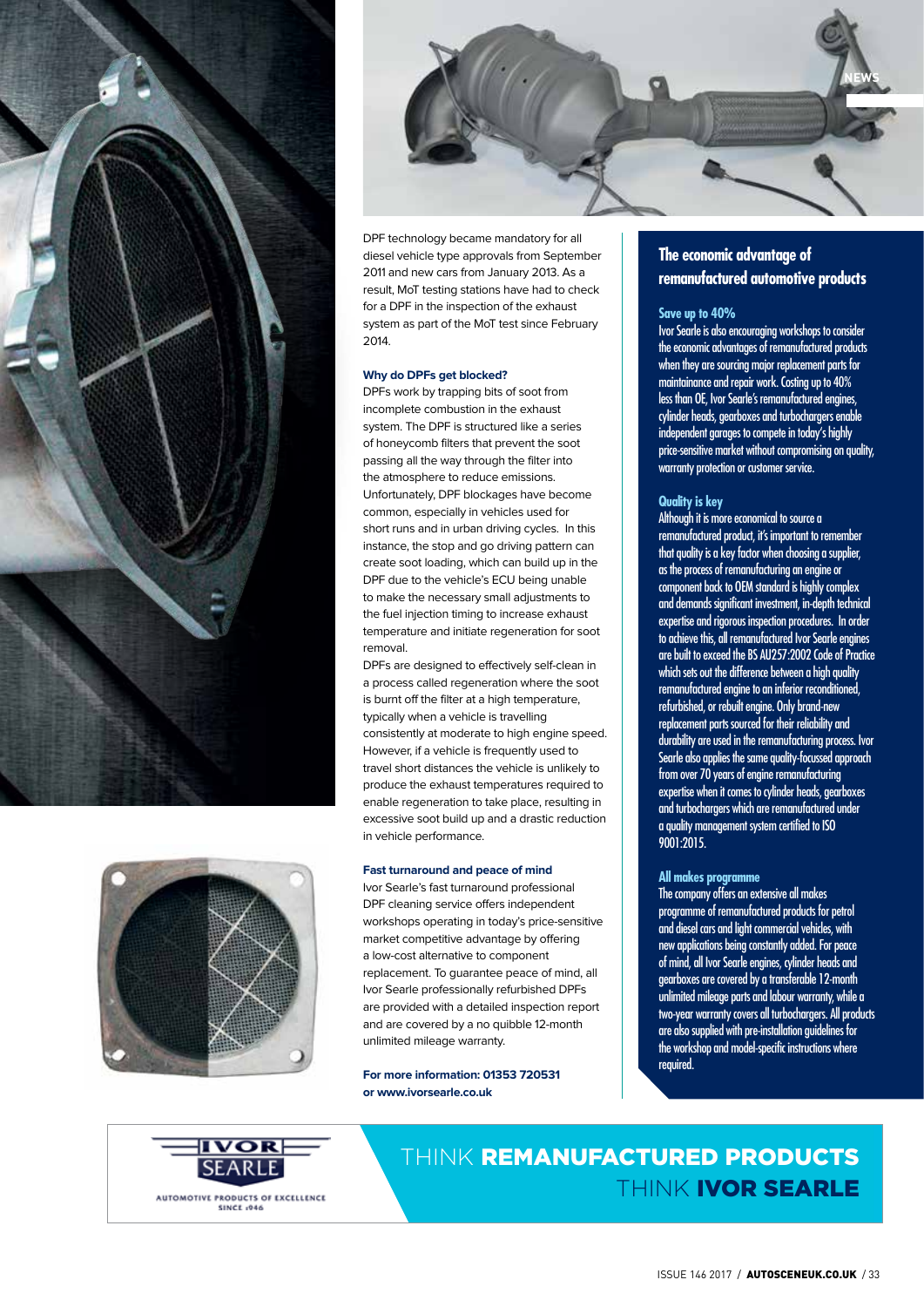DPF technology became mandatory for all diesel vehicle type approvals from September 2011 and new cars from January 2013. As a result, MoT testing stations have had to check for a DPF in the inspection of the exhaust system as part of the MoT test since February 2014.

**Why do DPFs get blocked?**

DPFs work by trapping bits of soot from incomplete combustion in the exhaust system. The DPF is structured like a series of honeycomb filters that prevent the soot passing all the way through the filter into the atmosphere to reduce emissions. Unfortunately, DPF blockages have become common, especially in vehicles used for short runs and in urban driving cycles. In this instance, the stop and go driving pattern can create soot loading, which can build up in the DPF due to the vehicle's ECU being unable to make the necessary small adjustments to the fuel injection timing to increase exhaust temperature and initiate regeneration for soot removal.

DPFs are designed to effectively self-clean in a process called regeneration where the soot is burnt off the filter at a high temperature, typically when a vehicle is travelling consistently at moderate to high engine speed. However, if a vehicle is frequently used to travel short distances the vehicle is unlikely to produce the exhaust temperatures required to enable regeneration to take place, resulting in excessive soot build up and a drastic reduction in vehicle performance.

**Fast turnaround and peace of mind**

Ivor Searle's fast turnaround professional DPF cleaning service offers independent workshops operating in today's price-sensitive market competitive advantage by offering a low-cost alternative to component replacement. To guarantee peace of mind, all Ivor Searle professionally refurbished DPFs are provided with a detailed inspection report and are covered by a no quibble 12-month unlimited mileage warranty.

**For more information: 01353 720531 or www.ivorsearle.co.uk**

## The economic advantage of remanufactured automotive products

### Save up to 40%

Ivor Searle is also encouraging workshops to consider the economic advantages of remanufactured products when they are sourcing major replacement parts for maintainance and repair work. Costing up to 40% less than OE, Ivor Searle's remanufactured engines, cylinder heads, gearboxes and turbochargers enable independent garages to compete in today's highly price-sensitive market without compromising on quality, warranty protection or customer service.

### Quality is key

Although it is more economical to source a remanufactured product, it's important to remember that quality is a key factor when choosing a supplier, as the process of remanufacturing an engine or component back to OEM standard is highly complex and demands significant investment, in-depth technical expertise and rigorous inspection procedures. In order to achieve this, all remanufactured Ivor Searle engines are built to exceed the BS AU257:2002 Code of Practice which sets out the difference between a high quality remanufactured engine to an inferior reconditioned, refurbished, or rebuilt engine. Only brand-new replacement parts sourced for their reliability and durability are used in the remanufacturing process. Ivor Searle also applies the same quality-focussed approach from over 70 years of engine remanufacturing expertise when it comes to cylinder heads, gearboxes and turbochargers which are remanufactured under a quality management system certified to ISO 9001:2015.

### All makes programme

The company offers an extensive all makes programme of remanufactured products for petrol and diesel cars and light commercial vehicles, with new applications being constantly added. For peace of mind, all Ivor Searle engines, cylinder heads and gearboxes are covered by a transferable 12-month unlimited mileage parts and labour warranty, while a two-year warranty covers all turbochargers. All products are also supplied with pre-installation guidelines for the workshop and model-specific instructions where required.

IVOR SEARLE
AUTOMOTIVE PRODUCTS OF EXCELLENCE SINCE 1946

THINK **REMANUFACTURED PRODUCTS**
THINK **IVOR SEARLE**